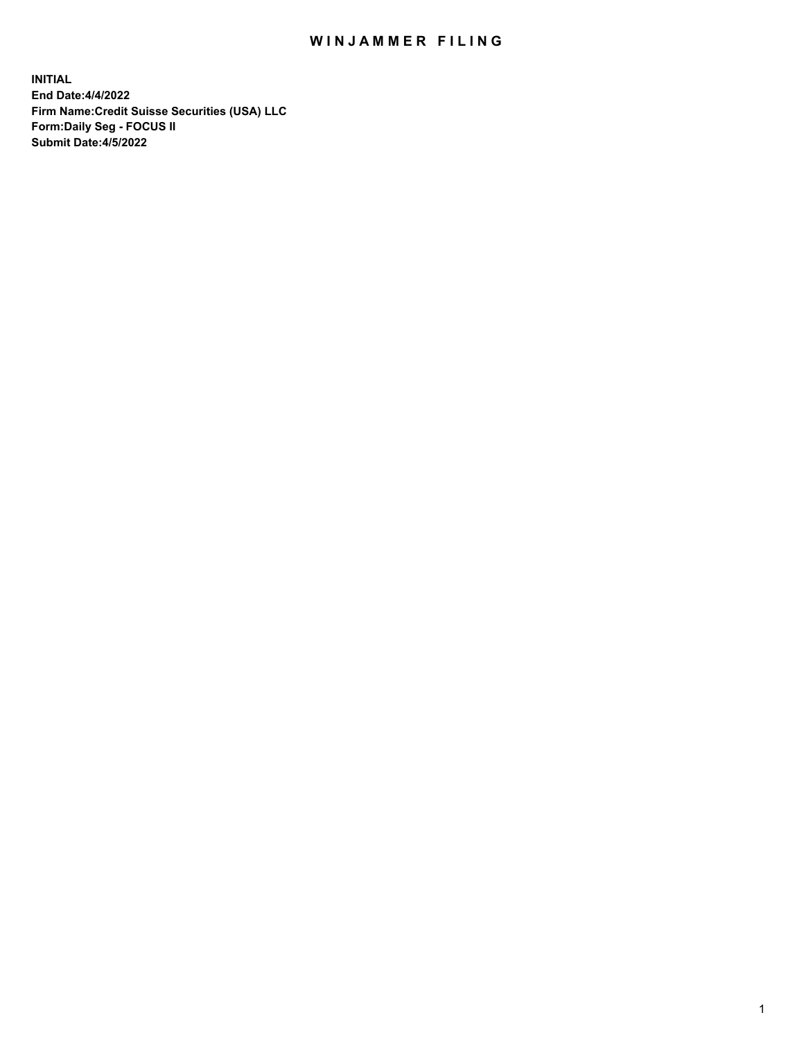# WINJAMMER FILING

**INITIAL**
**End Date:4/4/2022**
**Firm Name:Credit Suisse Securities (USA) LLC**
**Form:Daily Seg - FOCUS II**
**Submit Date:4/5/2022**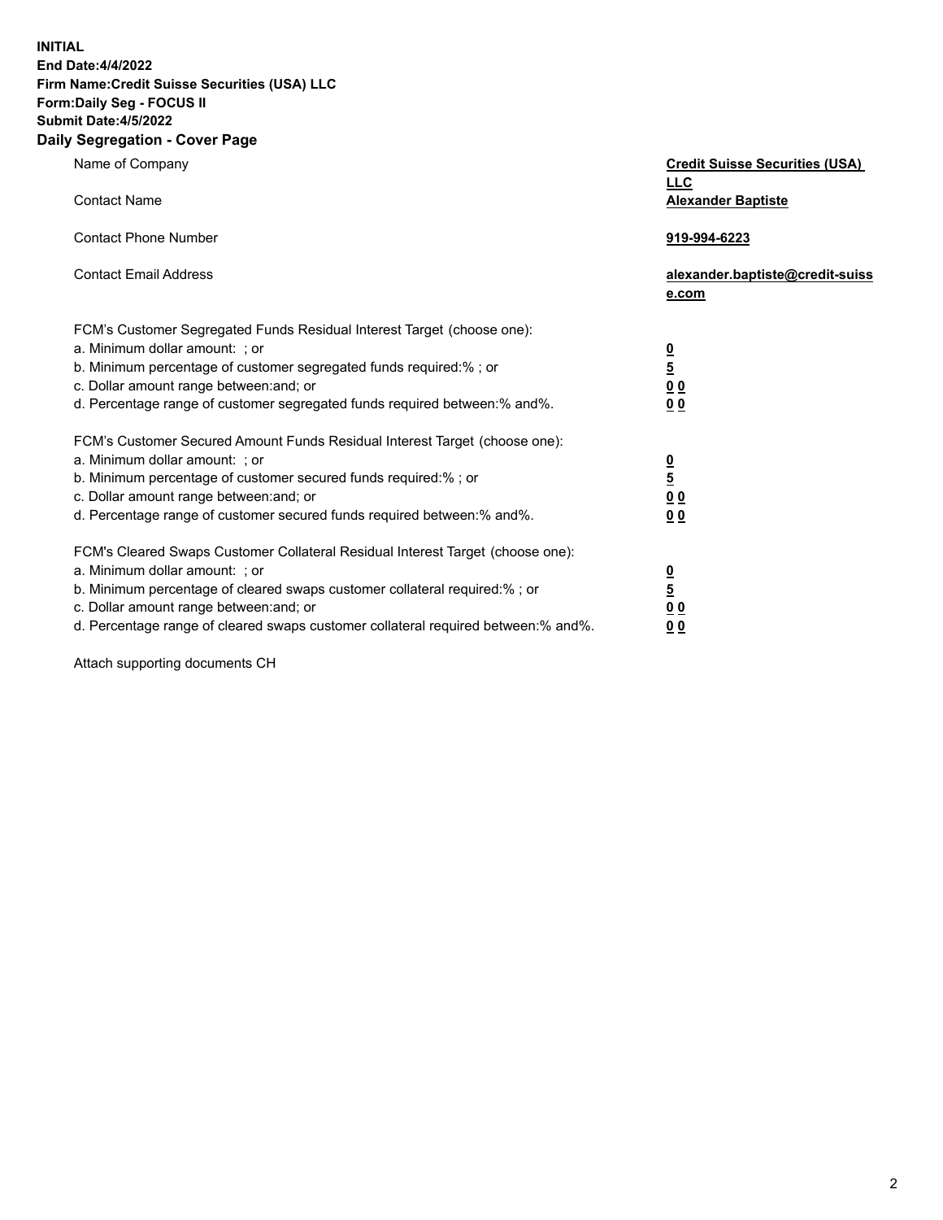**INITIAL**
**End Date:4/4/2022**
**Firm Name:Credit Suisse Securities (USA) LLC**
**Form:Daily Seg - FOCUS II**
**Submit Date:4/5/2022**

## Daily Segregation - Cover Page

| | |
|---|---|
| Name of Company | **Credit Suisse Securities (USA) LLC** |
| Contact Name | **Alexander Baptiste** |
| Contact Phone Number | **919-994-6223** |
| Contact Email Address | **alexander.baptiste@credit-suisse.com** |

| | |
|---|---|
| FCM's Customer Segregated Funds Residual Interest Target (choose one): | |
| a. Minimum dollar amount: ; or | **0** |
| b. Minimum percentage of customer segregated funds required:% ; or | **5** |
| c. Dollar amount range between:and; or | **0 0** |
| d. Percentage range of customer segregated funds required between:% and%. | **0 0** |
| FCM's Customer Secured Amount Funds Residual Interest Target (choose one): | |
| a. Minimum dollar amount: ; or | **0** |
| b. Minimum percentage of customer secured funds required:% ; or | **5** |
| c. Dollar amount range between:and; or | **0 0** |
| d. Percentage range of customer secured funds required between:% and%. | **0 0** |
| FCM's Cleared Swaps Customer Collateral Residual Interest Target (choose one): | |
| a. Minimum dollar amount: ; or | **0** |
| b. Minimum percentage of cleared swaps customer collateral required:% ; or | **5** |
| c. Dollar amount range between:and; or | **0 0** |
| d. Percentage range of cleared swaps customer collateral required between:% and%. | **0 0** |

Attach supporting documents CH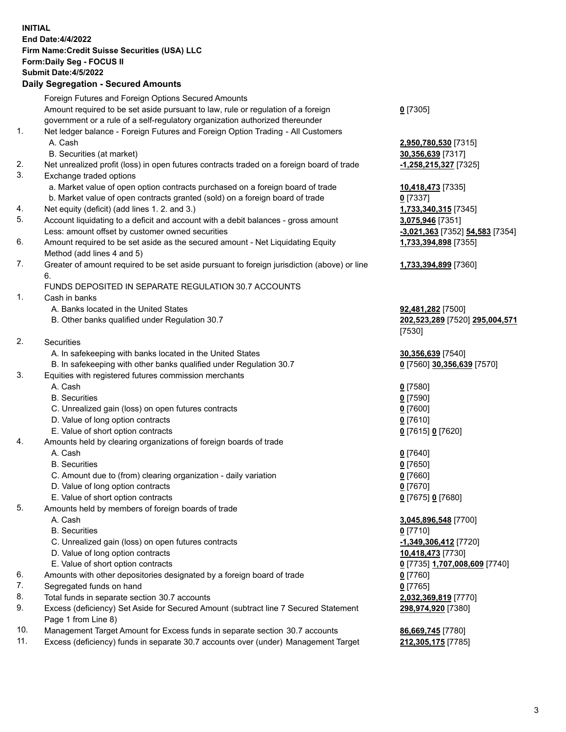**INITIAL**
**End Date:4/4/2022**
**Firm Name:Credit Suisse Securities (USA) LLC**
**Form:Daily Seg - FOCUS II**
**Submit Date:4/5/2022**

## Daily Segregation - Secured Amounts

| | | |
|---|---|---|
| | Foreign Futures and Foreign Options Secured Amounts | |
| | Amount required to be set aside pursuant to law, rule or regulation of a foreign government or a rule of a self-regulatory organization authorized thereunder | **0** [7305] |
| 1. | Net ledger balance - Foreign Futures and Foreign Option Trading - All Customers | |
| | A. Cash | **2,950,780,530** [7315] |
| | B. Securities (at market) | **30,356,639** [7317] |
| 2. | Net unrealized profit (loss) in open futures contracts traded on a foreign board of trade | **-1,258,215,327** [7325] |
| 3. | Exchange traded options | |
| | a. Market value of open option contracts purchased on a foreign board of trade | **10,418,473** [7335] |
| | b. Market value of open contracts granted (sold) on a foreign board of trade | **0** [7337] |
| 4. | Net equity (deficit) (add lines 1. 2. and 3.) | **1,733,340,315** [7345] |
| 5. | Account liquidating to a deficit and account with a debit balances - gross amount | **3,075,946** [7351] |
| | Less: amount offset by customer owned securities | **-3,021,363** [7352] **54,583** [7354] |
| 6. | Amount required to be set aside as the secured amount - Net Liquidating Equity Method (add lines 4 and 5) | **1,733,394,898** [7355] |
| 7. | Greater of amount required to be set aside pursuant to foreign jurisdiction (above) or line 6. | **1,733,394,899** [7360] |
| | FUNDS DEPOSITED IN SEPARATE REGULATION 30.7 ACCOUNTS | |
| 1. | Cash in banks | |
| | A. Banks located in the United States | **92,481,282** [7500] |
| | B. Other banks qualified under Regulation 30.7 | **202,523,289** [7520] **295,004,571** [7530] |
| 2. | Securities | |
| | A. In safekeeping with banks located in the United States | **30,356,639** [7540] |
| | B. In safekeeping with other banks qualified under Regulation 30.7 | **0** [7560] **30,356,639** [7570] |
| 3. | Equities with registered futures commission merchants | |
| | A. Cash | **0** [7580] |
| | B. Securities | **0** [7590] |
| | C. Unrealized gain (loss) on open futures contracts | **0** [7600] |
| | D. Value of long option contracts | **0** [7610] |
| | E. Value of short option contracts | **0** [7615] **0** [7620] |
| 4. | Amounts held by clearing organizations of foreign boards of trade | |
| | A. Cash | **0** [7640] |
| | B. Securities | **0** [7650] |
| | C. Amount due to (from) clearing organization - daily variation | **0** [7660] |
| | D. Value of long option contracts | **0** [7670] |
| | E. Value of short option contracts | **0** [7675] **0** [7680] |
| 5. | Amounts held by members of foreign boards of trade | |
| | A. Cash | **3,045,896,548** [7700] |
| | B. Securities | **0** [7710] |
| | C. Unrealized gain (loss) on open futures contracts | **-1,349,306,412** [7720] |
| | D. Value of long option contracts | **10,418,473** [7730] |
| | E. Value of short option contracts | **0** [7735] **1,707,008,609** [7740] |
| 6. | Amounts with other depositories designated by a foreign board of trade | **0** [7760] |
| 7. | Segregated funds on hand | **0** [7765] |
| 8. | Total funds in separate section 30.7 accounts | **2,032,369,819** [7770] |
| 9. | Excess (deficiency) Set Aside for Secured Amount (subtract line 7 Secured Statement Page 1 from Line 8) | **298,974,920** [7380] |
| 10. | Management Target Amount for Excess funds in separate section 30.7 accounts | **86,669,745** [7780] |
| 11. | Excess (deficiency) funds in separate 30.7 accounts over (under) Management Target | **212,305,175** [7785] |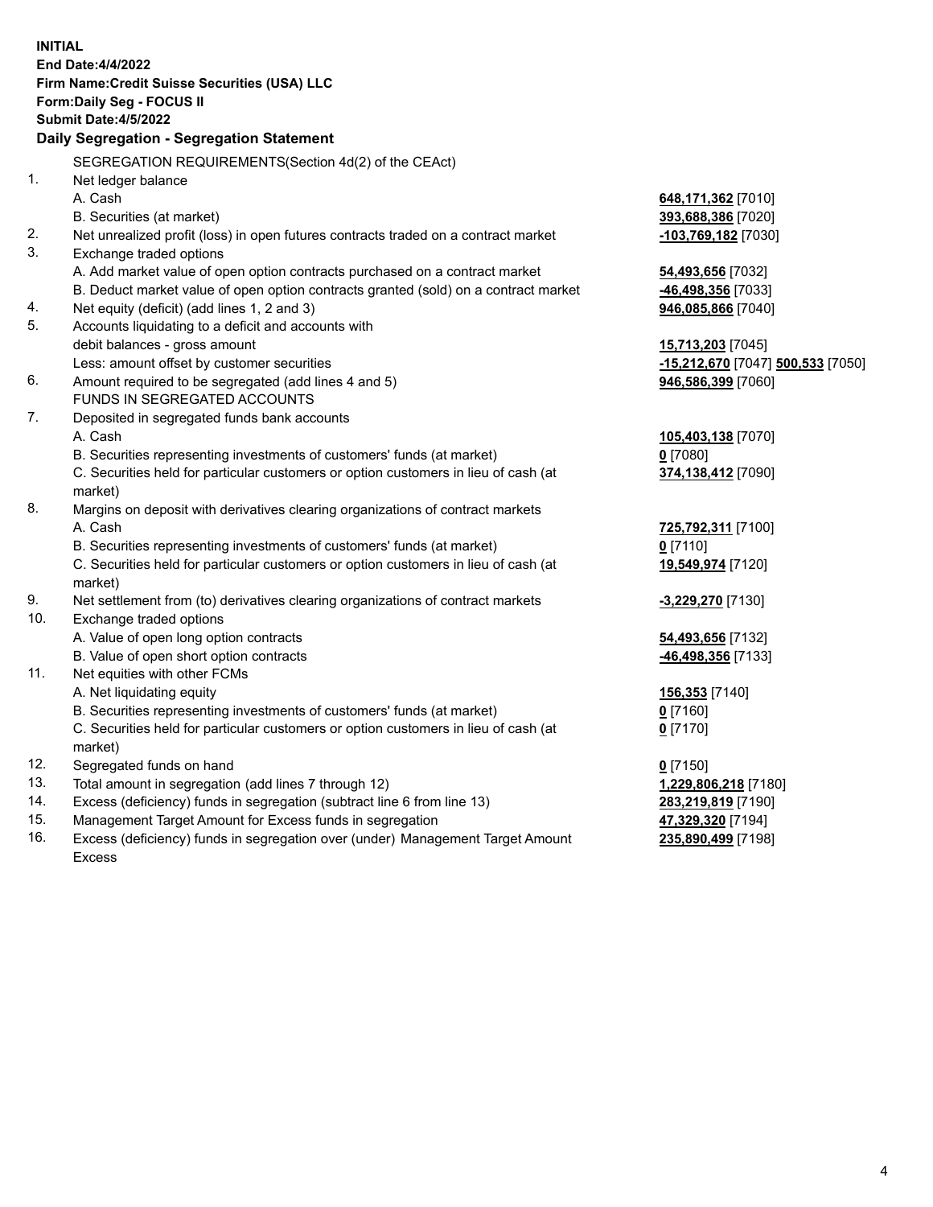**INITIAL**
**End Date:4/4/2022**
**Firm Name:Credit Suisse Securities (USA) LLC**
**Form:Daily Seg - FOCUS II**
**Submit Date:4/5/2022**

## Daily Segregation - Segregation Statement

SEGREGATION REQUIREMENTS(Section 4d(2) of the CEAct)

| | | |
|---|---|---|
| 1. | Net ledger balance | |
| | A. Cash | **648,171,362** [7010] |
| | B. Securities (at market) | **393,688,386** [7020] |
| 2. | Net unrealized profit (loss) in open futures contracts traded on a contract market | **-103,769,182** [7030] |
| 3. | Exchange traded options | |
| | A. Add market value of open option contracts purchased on a contract market | **54,493,656** [7032] |
| | B. Deduct market value of open option contracts granted (sold) on a contract market | **-46,498,356** [7033] |
| 4. | Net equity (deficit) (add lines 1, 2 and 3) | **946,085,866** [7040] |
| 5. | Accounts liquidating to a deficit and accounts with | |
| | debit balances - gross amount | **15,713,203** [7045] |
| | Less: amount offset by customer securities | **-15,212,670** [7047] **500,533** [7050] |
| 6. | Amount required to be segregated (add lines 4 and 5) | **946,586,399** [7060] |
| | FUNDS IN SEGREGATED ACCOUNTS | |
| 7. | Deposited in segregated funds bank accounts | |
| | A. Cash | **105,403,138** [7070] |
| | B. Securities representing investments of customers' funds (at market) | **0** [7080] |
| | C. Securities held for particular customers or option customers in lieu of cash (at market) | **374,138,412** [7090] |
| 8. | Margins on deposit with derivatives clearing organizations of contract markets | |
| | A. Cash | **725,792,311** [7100] |
| | B. Securities representing investments of customers' funds (at market) | **0** [7110] |
| | C. Securities held for particular customers or option customers in lieu of cash (at market) | **19,549,974** [7120] |
| 9. | Net settlement from (to) derivatives clearing organizations of contract markets | **-3,229,270** [7130] |
| 10. | Exchange traded options | |
| | A. Value of open long option contracts | **54,493,656** [7132] |
| | B. Value of open short option contracts | **-46,498,356** [7133] |
| 11. | Net equities with other FCMs | |
| | A. Net liquidating equity | **156,353** [7140] |
| | B. Securities representing investments of customers' funds (at market) | **0** [7160] |
| | C. Securities held for particular customers or option customers in lieu of cash (at market) | **0** [7170] |
| 12. | Segregated funds on hand | **0** [7150] |
| 13. | Total amount in segregation (add lines 7 through 12) | **1,229,806,218** [7180] |
| 14. | Excess (deficiency) funds in segregation (subtract line 6 from line 13) | **283,219,819** [7190] |
| 15. | Management Target Amount for Excess funds in segregation | **47,329,320** [7194] |
| 16. | Excess (deficiency) funds in segregation over (under) Management Target Amount Excess | **235,890,499** [7198] |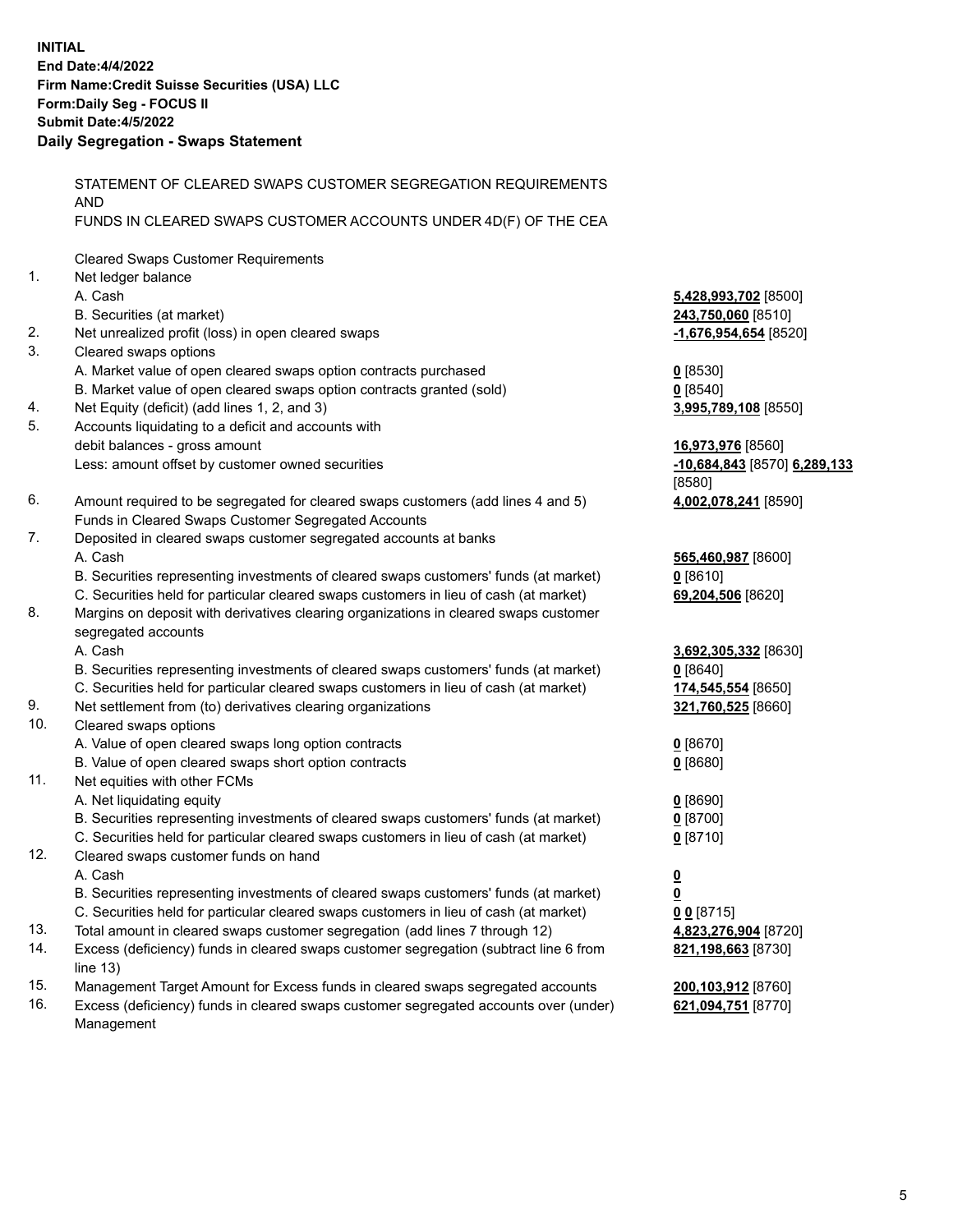**INITIAL**
**End Date:4/4/2022**
**Firm Name:Credit Suisse Securities (USA) LLC**
**Form:Daily Seg - FOCUS II**
**Submit Date:4/5/2022**

## Daily Segregation - Swaps Statement

STATEMENT OF CLEARED SWAPS CUSTOMER SEGREGATION REQUIREMENTS AND FUNDS IN CLEARED SWAPS CUSTOMER ACCOUNTS UNDER 4D(F) OF THE CEA

| | | |
|---|---|---|
| | Cleared Swaps Customer Requirements | |
| 1. | Net ledger balance | |
| | A. Cash | **5,428,993,702** [8500] |
| | B. Securities (at market) | **243,750,060** [8510] |
| 2. | Net unrealized profit (loss) in open cleared swaps | **-1,676,954,654** [8520] |
| 3. | Cleared swaps options | |
| | A. Market value of open cleared swaps option contracts purchased | **0** [8530] |
| | B. Market value of open cleared swaps option contracts granted (sold) | **0** [8540] |
| 4. | Net Equity (deficit) (add lines 1, 2, and 3) | **3,995,789,108** [8550] |
| 5. | Accounts liquidating to a deficit and accounts with debit balances - gross amount | **16,973,976** [8560] |
| | Less: amount offset by customer owned securities | **-10,684,843** [8570] **6,289,133** [8580] |
| 6. | Amount required to be segregated for cleared swaps customers (add lines 4 and 5) | **4,002,078,241** [8590] |
| | Funds in Cleared Swaps Customer Segregated Accounts | |
| 7. | Deposited in cleared swaps customer segregated accounts at banks | |
| | A. Cash | **565,460,987** [8600] |
| | B. Securities representing investments of cleared swaps customers' funds (at market) | **0** [8610] |
| | C. Securities held for particular cleared swaps customers in lieu of cash (at market) | **69,204,506** [8620] |
| 8. | Margins on deposit with derivatives clearing organizations in cleared swaps customer segregated accounts | |
| | A. Cash | **3,692,305,332** [8630] |
| | B. Securities representing investments of cleared swaps customers' funds (at market) | **0** [8640] |
| | C. Securities held for particular cleared swaps customers in lieu of cash (at market) | **174,545,554** [8650] |
| 9. | Net settlement from (to) derivatives clearing organizations | **321,760,525** [8660] |
| 10. | Cleared swaps options | |
| | A. Value of open cleared swaps long option contracts | **0** [8670] |
| | B. Value of open cleared swaps short option contracts | **0** [8680] |
| 11. | Net equities with other FCMs | |
| | A. Net liquidating equity | **0** [8690] |
| | B. Securities representing investments of cleared swaps customers' funds (at market) | **0** [8700] |
| | C. Securities held for particular cleared swaps customers in lieu of cash (at market) | **0** [8710] |
| 12. | Cleared swaps customer funds on hand | |
| | A. Cash | **0** |
| | B. Securities representing investments of cleared swaps customers' funds (at market) | **0** |
| | C. Securities held for particular cleared swaps customers in lieu of cash (at market) | **0** **0** [8715] |
| 13. | Total amount in cleared swaps customer segregation (add lines 7 through 12) | **4,823,276,904** [8720] |
| 14. | Excess (deficiency) funds in cleared swaps customer segregation (subtract line 6 from line 13) | **821,198,663** [8730] |
| 15. | Management Target Amount for Excess funds in cleared swaps segregated accounts | **200,103,912** [8760] |
| 16. | Excess (deficiency) funds in cleared swaps customer segregated accounts over (under) Management | **621,094,751** [8770] |